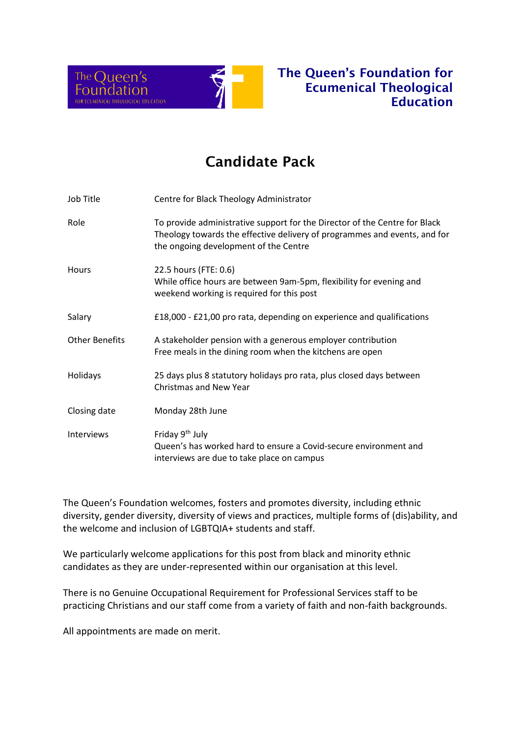# The Queen's Foundation for Ecumenical Theological Education

## Candidate Pack

| | |
|---|---|
| Job Title | Centre for Black Theology Administrator |
| Role | To provide administrative support for the Director of the Centre for Black Theology towards the effective delivery of programmes and events, and for the ongoing development of the Centre |
| Hours | 22.5 hours (FTE: 0.6)<br>While office hours are between 9am-5pm, flexibility for evening and weekend working is required for this post |
| Salary | £18,000 - £21,00 pro rata, depending on experience and qualifications |
| Other Benefits | A stakeholder pension with a generous employer contribution<br>Free meals in the dining room when the kitchens are open |
| Holidays | 25 days plus 8 statutory holidays pro rata, plus closed days between Christmas and New Year |
| Closing date | Monday 28th June |
| Interviews | Friday 9th July<br>Queen's has worked hard to ensure a Covid-secure environment and interviews are due to take place on campus |

The Queen's Foundation welcomes, fosters and promotes diversity, including ethnic diversity, gender diversity, diversity of views and practices, multiple forms of (dis)ability, and the welcome and inclusion of LGBTQIA+ students and staff.

We particularly welcome applications for this post from black and minority ethnic candidates as they are under-represented within our organisation at this level.

There is no Genuine Occupational Requirement for Professional Services staff to be practicing Christians and our staff come from a variety of faith and non-faith backgrounds.

All appointments are made on merit.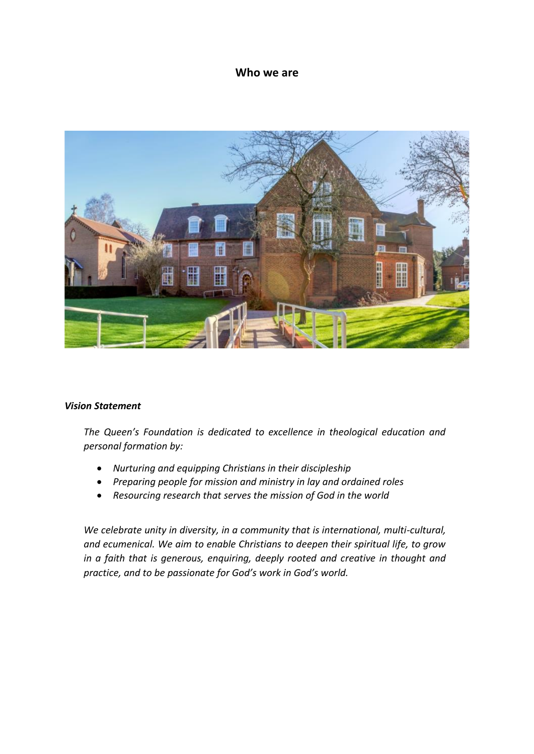## Who we are

***Vision Statement***

*The Queen's Foundation is dedicated to excellence in theological education and personal formation by:*

- *Nurturing and equipping Christians in their discipleship*
- *Preparing people for mission and ministry in lay and ordained roles*
- *Resourcing research that serves the mission of God in the world*

*We celebrate unity in diversity, in a community that is international, multi-cultural, and ecumenical. We aim to enable Christians to deepen their spiritual life, to grow in a faith that is generous, enquiring, deeply rooted and creative in thought and practice, and to be passionate for God's work in God's world.*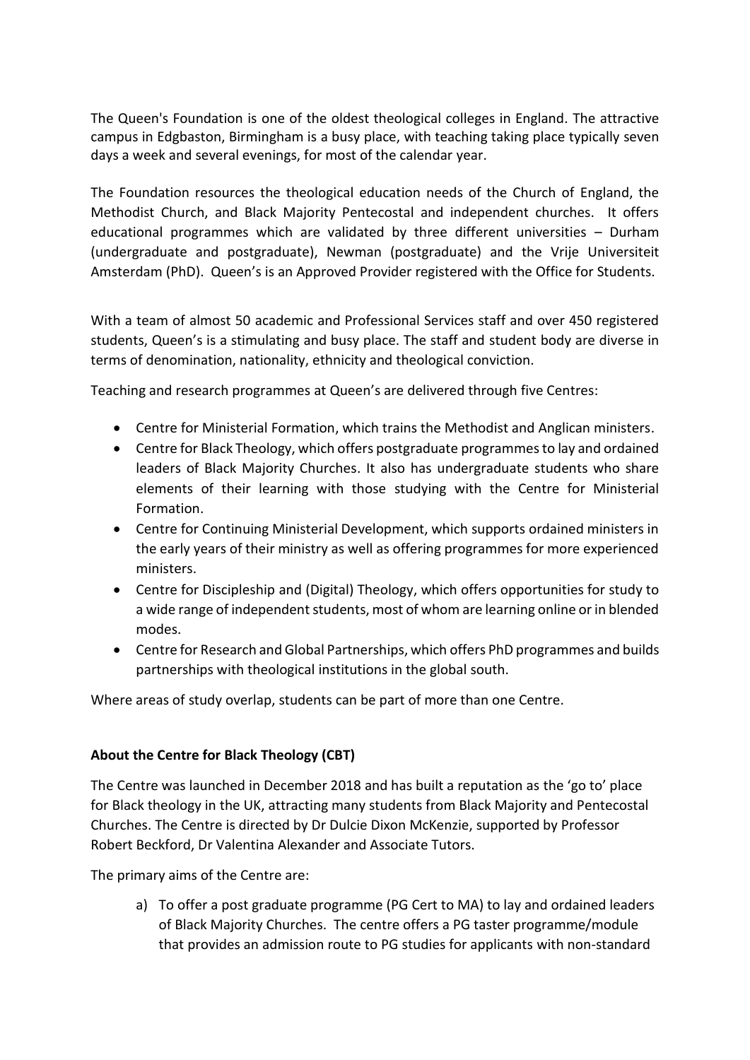The Queen's Foundation is one of the oldest theological colleges in England. The attractive campus in Edgbaston, Birmingham is a busy place, with teaching taking place typically seven days a week and several evenings, for most of the calendar year.

The Foundation resources the theological education needs of the Church of England, the Methodist Church, and Black Majority Pentecostal and independent churches. It offers educational programmes which are validated by three different universities – Durham (undergraduate and postgraduate), Newman (postgraduate) and the Vrije Universiteit Amsterdam (PhD). Queen's is an Approved Provider registered with the Office for Students.

With a team of almost 50 academic and Professional Services staff and over 450 registered students, Queen's is a stimulating and busy place. The staff and student body are diverse in terms of denomination, nationality, ethnicity and theological conviction.

Teaching and research programmes at Queen's are delivered through five Centres:

- Centre for Ministerial Formation, which trains the Methodist and Anglican ministers.
- Centre for Black Theology, which offers postgraduate programmes to lay and ordained leaders of Black Majority Churches. It also has undergraduate students who share elements of their learning with those studying with the Centre for Ministerial Formation.
- Centre for Continuing Ministerial Development, which supports ordained ministers in the early years of their ministry as well as offering programmes for more experienced ministers.
- Centre for Discipleship and (Digital) Theology, which offers opportunities for study to a wide range of independent students, most of whom are learning online or in blended modes.
- Centre for Research and Global Partnerships, which offers PhD programmes and builds partnerships with theological institutions in the global south.

Where areas of study overlap, students can be part of more than one Centre.

**About the Centre for Black Theology (CBT)**

The Centre was launched in December 2018 and has built a reputation as the 'go to' place for Black theology in the UK, attracting many students from Black Majority and Pentecostal Churches. The Centre is directed by Dr Dulcie Dixon McKenzie, supported by Professor Robert Beckford, Dr Valentina Alexander and Associate Tutors.

The primary aims of the Centre are:

a) To offer a post graduate programme (PG Cert to MA) to lay and ordained leaders of Black Majority Churches. The centre offers a PG taster programme/module that provides an admission route to PG studies for applicants with non-standard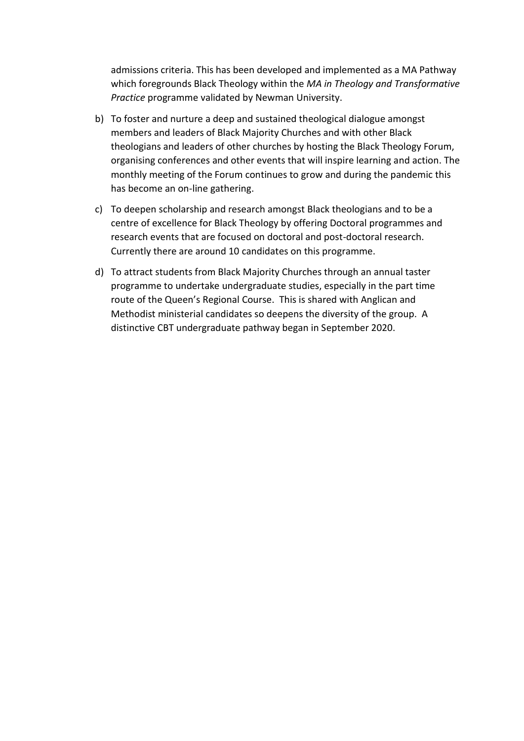admissions criteria. This has been developed and implemented as a MA Pathway which foregrounds Black Theology within the *MA in Theology and Transformative Practice* programme validated by Newman University.

b) To foster and nurture a deep and sustained theological dialogue amongst members and leaders of Black Majority Churches and with other Black theologians and leaders of other churches by hosting the Black Theology Forum, organising conferences and other events that will inspire learning and action. The monthly meeting of the Forum continues to grow and during the pandemic this has become an on-line gathering.

c) To deepen scholarship and research amongst Black theologians and to be a centre of excellence for Black Theology by offering Doctoral programmes and research events that are focused on doctoral and post-doctoral research. Currently there are around 10 candidates on this programme.

d) To attract students from Black Majority Churches through an annual taster programme to undertake undergraduate studies, especially in the part time route of the Queen's Regional Course. This is shared with Anglican and Methodist ministerial candidates so deepens the diversity of the group. A distinctive CBT undergraduate pathway began in September 2020.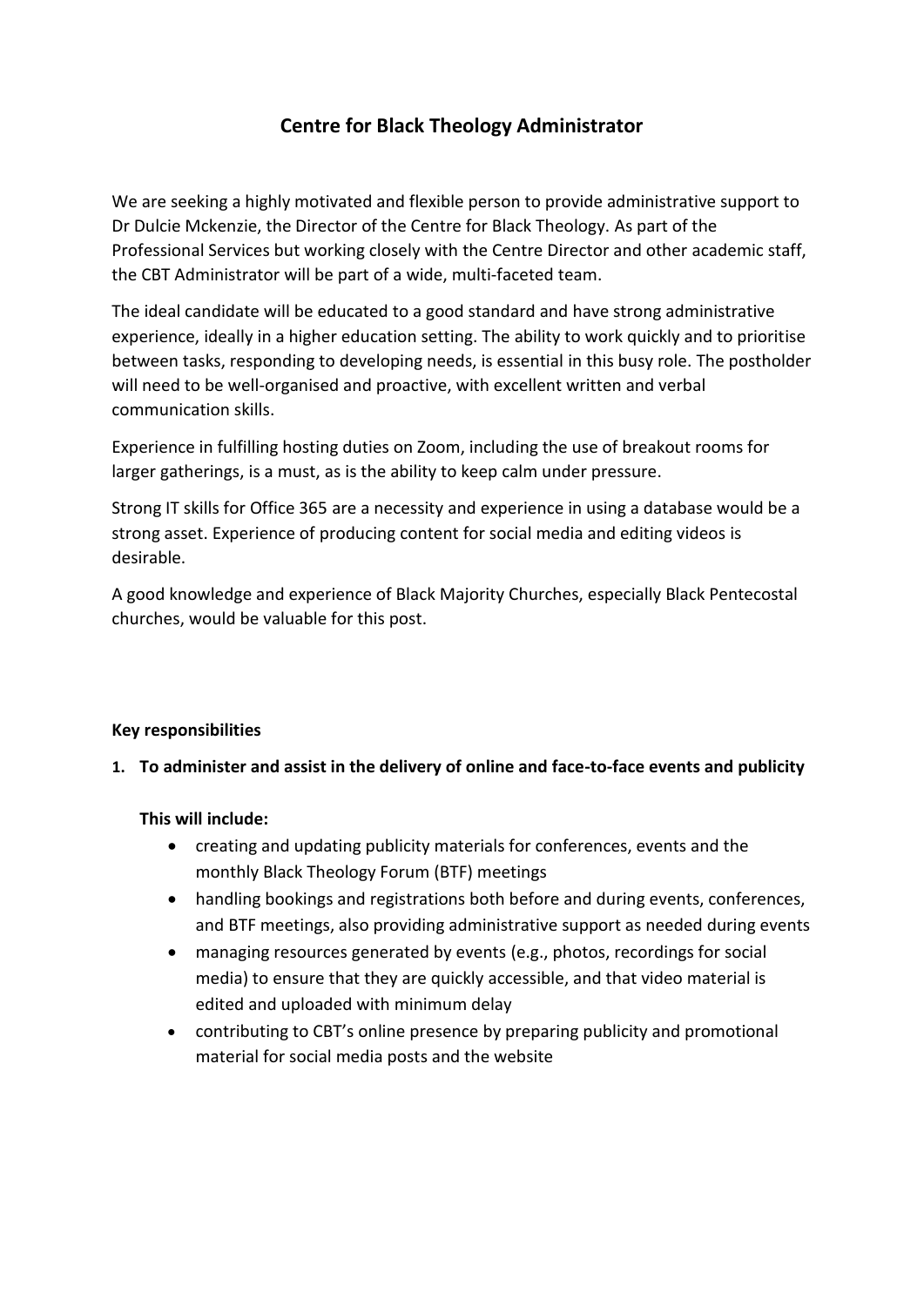# Centre for Black Theology Administrator

We are seeking a highly motivated and flexible person to provide administrative support to Dr Dulcie Mckenzie, the Director of the Centre for Black Theology. As part of the Professional Services but working closely with the Centre Director and other academic staff, the CBT Administrator will be part of a wide, multi-faceted team.

The ideal candidate will be educated to a good standard and have strong administrative experience, ideally in a higher education setting. The ability to work quickly and to prioritise between tasks, responding to developing needs, is essential in this busy role. The postholder will need to be well-organised and proactive, with excellent written and verbal communication skills.

Experience in fulfilling hosting duties on Zoom, including the use of breakout rooms for larger gatherings, is a must, as is the ability to keep calm under pressure.

Strong IT skills for Office 365 are a necessity and experience in using a database would be a strong asset. Experience of producing content for social media and editing videos is desirable.

A good knowledge and experience of Black Majority Churches, especially Black Pentecostal churches, would be valuable for this post.

**Key responsibilities**

1. **To administer and assist in the delivery of online and face-to-face events and publicity**

   **This will include:**

   - creating and updating publicity materials for conferences, events and the monthly Black Theology Forum (BTF) meetings
   - handling bookings and registrations both before and during events, conferences, and BTF meetings, also providing administrative support as needed during events
   - managing resources generated by events (e.g., photos, recordings for social media) to ensure that they are quickly accessible, and that video material is edited and uploaded with minimum delay
   - contributing to CBT's online presence by preparing publicity and promotional material for social media posts and the website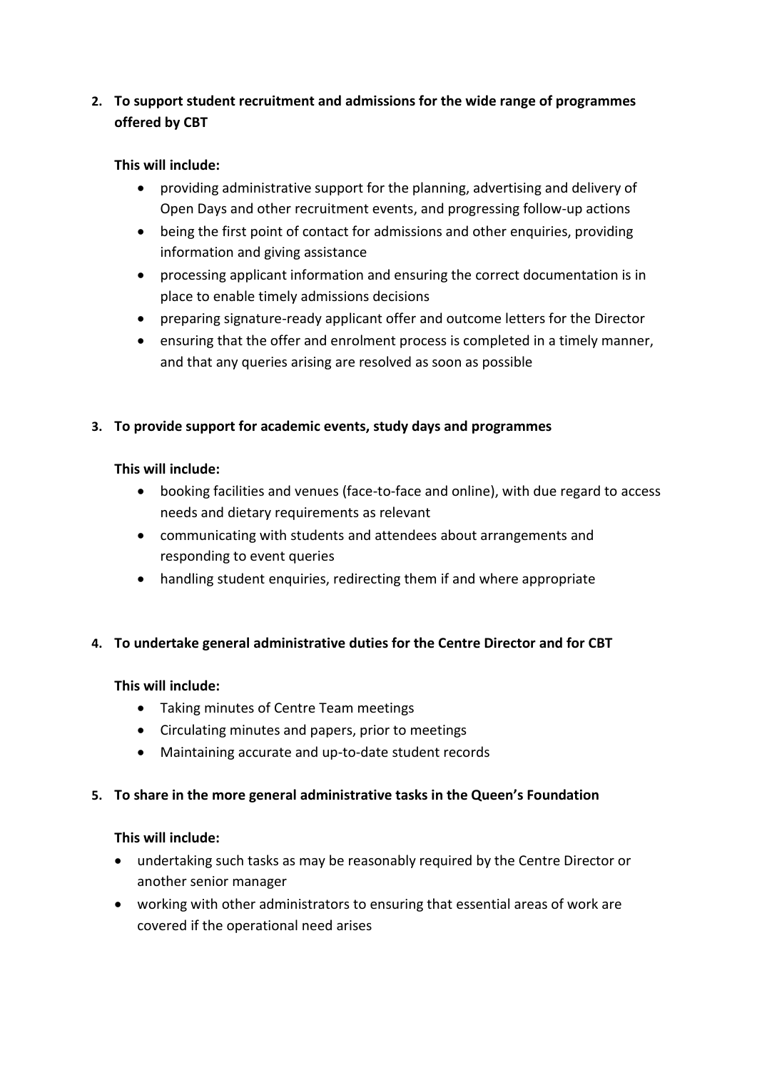2. **To support student recruitment and admissions for the wide range of programmes offered by CBT**

   **This will include:**

   - providing administrative support for the planning, advertising and delivery of Open Days and other recruitment events, and progressing follow-up actions
   - being the first point of contact for admissions and other enquiries, providing information and giving assistance
   - processing applicant information and ensuring the correct documentation is in place to enable timely admissions decisions
   - preparing signature-ready applicant offer and outcome letters for the Director
   - ensuring that the offer and enrolment process is completed in a timely manner, and that any queries arising are resolved as soon as possible

3. **To provide support for academic events, study days and programmes**

   **This will include:**

   - booking facilities and venues (face-to-face and online), with due regard to access needs and dietary requirements as relevant
   - communicating with students and attendees about arrangements and responding to event queries
   - handling student enquiries, redirecting them if and where appropriate

4. **To undertake general administrative duties for the Centre Director and for CBT**

   **This will include:**

   - Taking minutes of Centre Team meetings
   - Circulating minutes and papers, prior to meetings
   - Maintaining accurate and up-to-date student records

5. **To share in the more general administrative tasks in the Queen's Foundation**

   **This will include:**

   - undertaking such tasks as may be reasonably required by the Centre Director or another senior manager
   - working with other administrators to ensuring that essential areas of work are covered if the operational need arises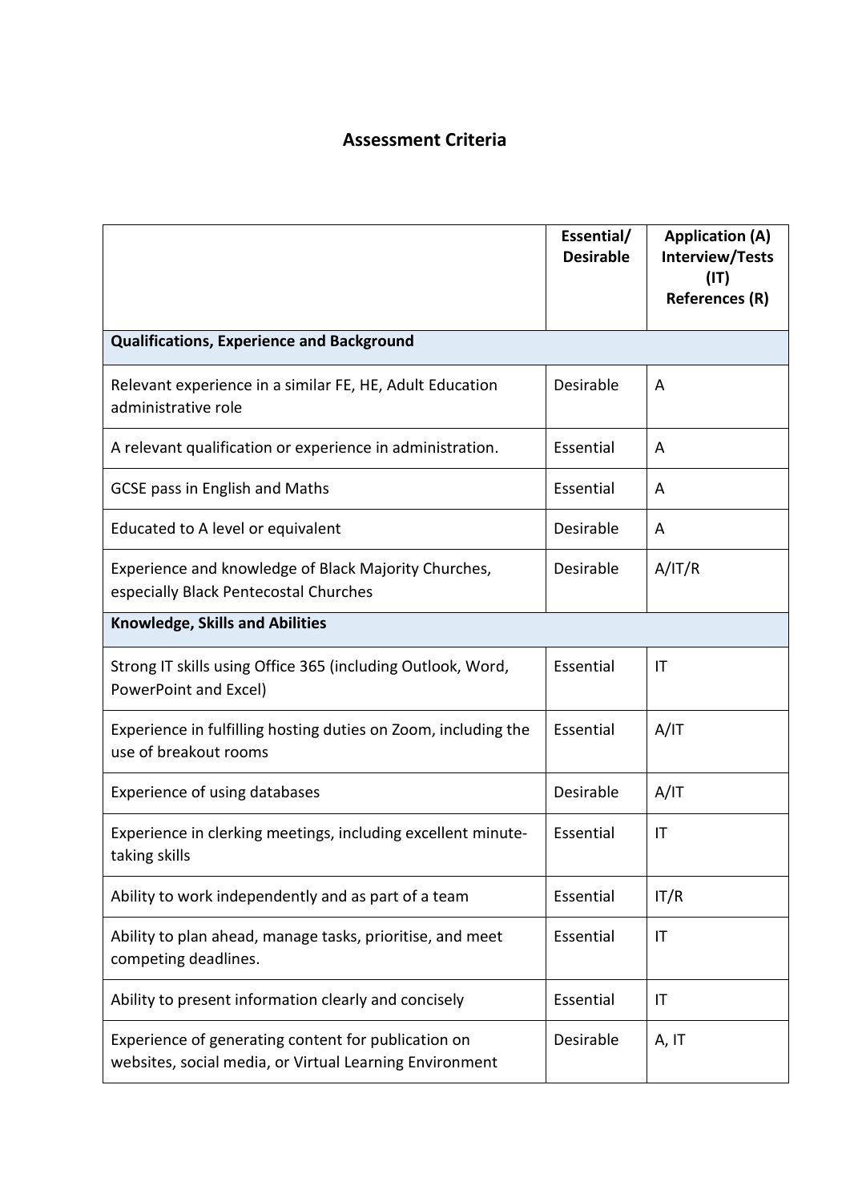## Assessment Criteria

| | Essential/ Desirable | Application (A) Interview/Tests (IT) References (R) |
|---|---|---|
| **Qualifications, Experience and Background** | | |
| Relevant experience in a similar FE, HE, Adult Education administrative role | Desirable | A |
| A relevant qualification or experience in administration. | Essential | A |
| GCSE pass in English and Maths | Essential | A |
| Educated to A level or equivalent | Desirable | A |
| Experience and knowledge of Black Majority Churches, especially Black Pentecostal Churches | Desirable | A/IT/R |
| **Knowledge, Skills and Abilities** | | |
| Strong IT skills using Office 365 (including Outlook, Word, PowerPoint and Excel) | Essential | IT |
| Experience in fulfilling hosting duties on Zoom, including the use of breakout rooms | Essential | A/IT |
| Experience of using databases | Desirable | A/IT |
| Experience in clerking meetings, including excellent minute-taking skills | Essential | IT |
| Ability to work independently and as part of a team | Essential | IT/R |
| Ability to plan ahead, manage tasks, prioritise, and meet competing deadlines. | Essential | IT |
| Ability to present information clearly and concisely | Essential | IT |
| Experience of generating content for publication on websites, social media, or Virtual Learning Environment | Desirable | A, IT |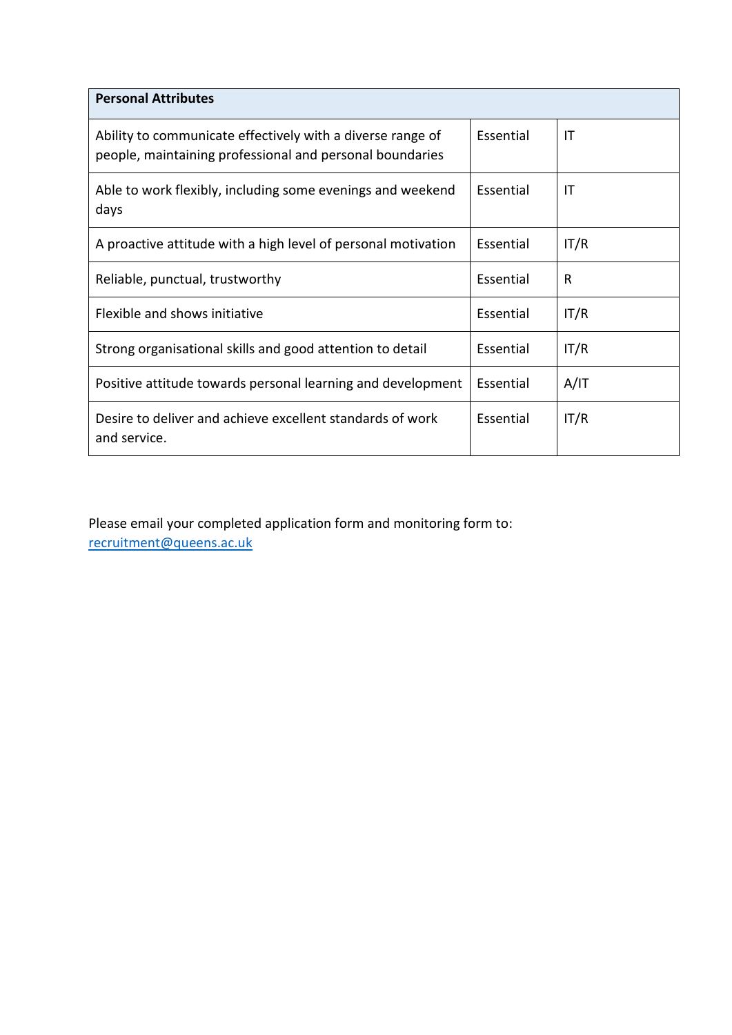| Personal Attributes | | |
|---|---|---|
| Ability to communicate effectively with a diverse range of people, maintaining professional and personal boundaries | Essential | IT |
| Able to work flexibly, including some evenings and weekend days | Essential | IT |
| A proactive attitude with a high level of personal motivation | Essential | IT/R |
| Reliable, punctual, trustworthy | Essential | R |
| Flexible and shows initiative | Essential | IT/R |
| Strong organisational skills and good attention to detail | Essential | IT/R |
| Positive attitude towards personal learning and development | Essential | A/IT |
| Desire to deliver and achieve excellent standards of work and service. | Essential | IT/R |

Please email your completed application form and monitoring form to: [recruitment@queens.ac.uk](mailto:recruitment@queens.ac.uk)